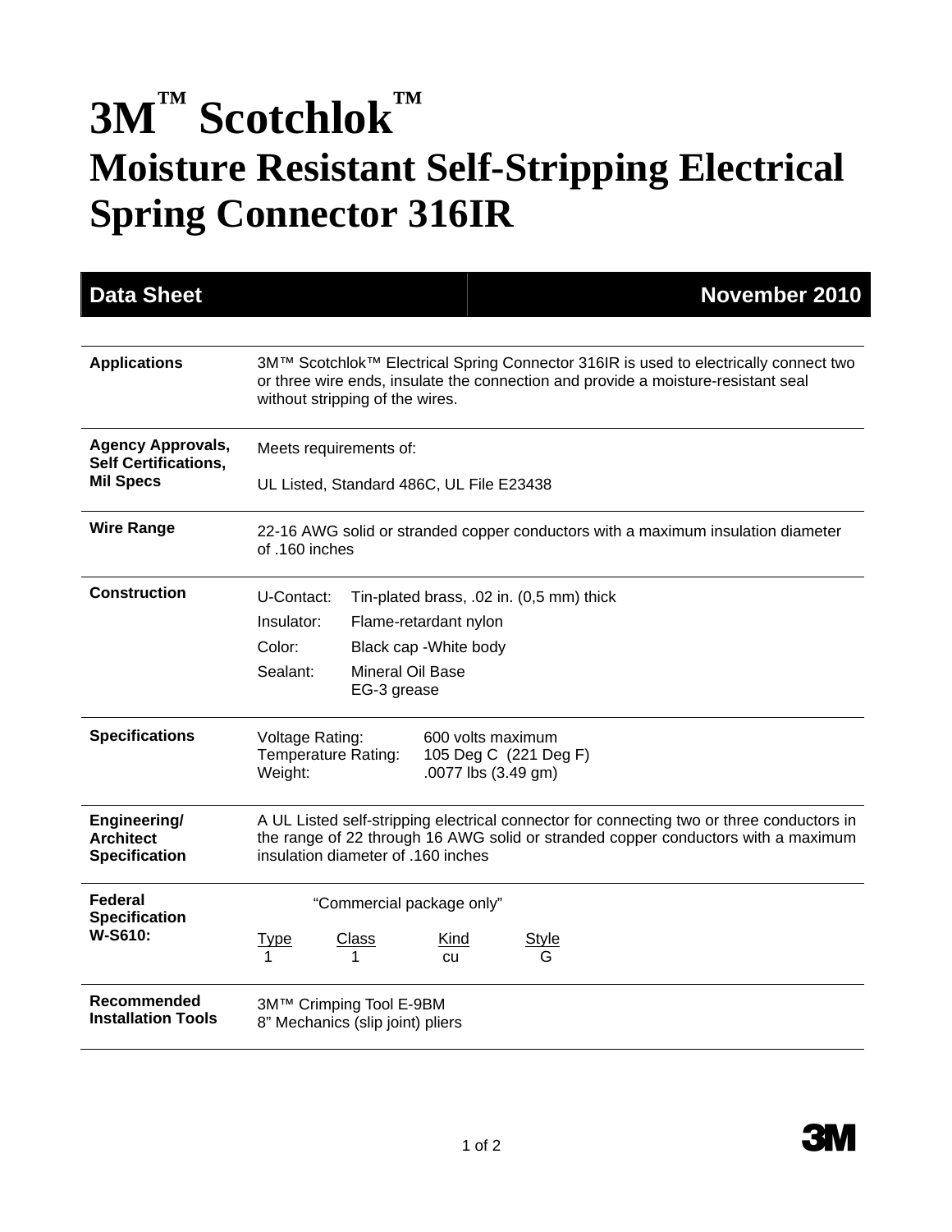# 3M™ Scotchlok™
# Moisture Resistant Self-Stripping Electrical Spring Connector 316IR

**Data Sheet** | **November 2010**

| | |
|---|---|
| **Applications** | 3M™ Scotchlok™ Electrical Spring Connector 316IR is used to electrically connect two or three wire ends, insulate the connection and provide a moisture-resistant seal without stripping of the wires. |
| **Agency Approvals, Self Certifications, Mil Specs** | Meets requirements of:<br><br>UL Listed, Standard 486C, UL File E23438 |
| **Wire Range** | 22-16 AWG solid or stranded copper conductors with a maximum insulation diameter of .160 inches |
| **Construction** | U-Contact: Tin-plated brass, .02 in. (0,5 mm) thick<br>Insulator: Flame-retardant nylon<br>Color: Black cap -White body<br>Sealant: Mineral Oil Base EG-3 grease |
| **Specifications** | Voltage Rating: 600 volts maximum<br>Temperature Rating: 105 Deg C (221 Deg F)<br>Weight: .0077 lbs (3.49 gm) |
| **Engineering/ Architect Specification** | A UL Listed self-stripping electrical connector for connecting two or three conductors in the range of 22 through 16 AWG solid or stranded copper conductors with a maximum insulation diameter of .160 inches |
| **Federal Specification W-S610:** | "Commercial package only"<br><br>Type: 1 &nbsp; Class: 1 &nbsp; Kind: cu &nbsp; Style: G |
| **Recommended Installation Tools** | 3M™ Crimping Tool E-9BM<br>8" Mechanics (slip joint) pliers |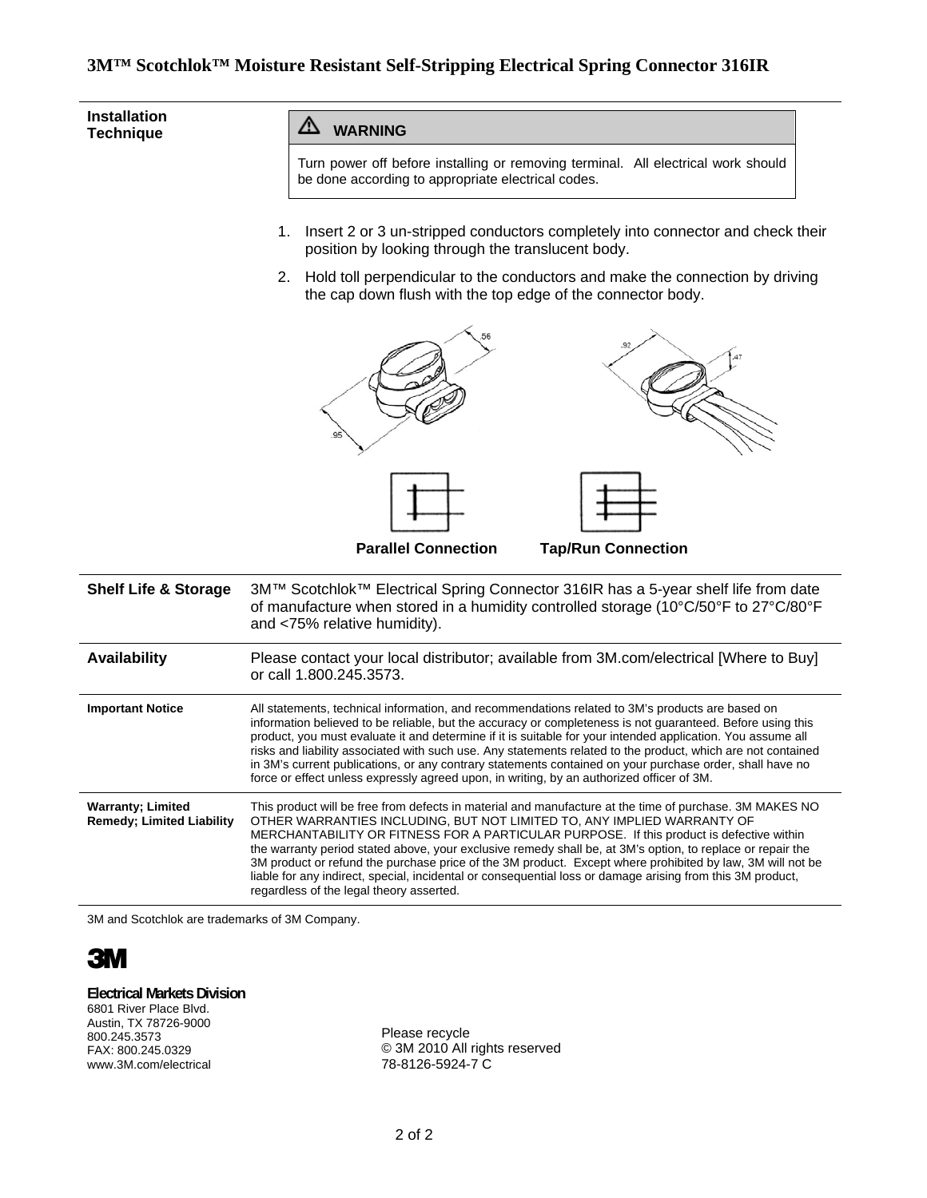# 3M™ Scotchlok™ Moisture Resistant Self-Stripping Electrical Spring Connector 316IR

## Installation Technique

> ⚠ **WARNING**
>
> Turn power off before installing or removing terminal. All electrical work should be done according to appropriate electrical codes.

1. Insert 2 or 3 un-stripped conductors completely into connector and check their position by looking through the translucent body.
2. Hold toll perpendicular to the conductors and make the connection by driving the cap down flush with the top edge of the connector body.

.56

.95

.92

.47

**Parallel Connection** **Tap/Run Connection**

## Shelf Life & Storage

3M™ Scotchlok™ Electrical Spring Connector 316IR has a 5-year shelf life from date of manufacture when stored in a humidity controlled storage (10°C/50°F to 27°C/80°F and <75% relative humidity).

## Availability

Please contact your local distributor; available from 3M.com/electrical [Where to Buy] or call 1.800.245.3573.

## Important Notice

All statements, technical information, and recommendations related to 3M's products are based on information believed to be reliable, but the accuracy or completeness is not guaranteed. Before using this product, you must evaluate it and determine if it is suitable for your intended application. You assume all risks and liability associated with such use. Any statements related to the product, which are not contained in 3M's current publications, or any contrary statements contained on your purchase order, shall have no force or effect unless expressly agreed upon, in writing, by an authorized officer of 3M.

## Warranty; Limited Remedy; Limited Liability

This product will be free from defects in material and manufacture at the time of purchase. 3M MAKES NO OTHER WARRANTIES INCLUDING, BUT NOT LIMITED TO, ANY IMPLIED WARRANTY OF MERCHANTABILITY OR FITNESS FOR A PARTICULAR PURPOSE. If this product is defective within the warranty period stated above, your exclusive remedy shall be, at 3M's option, to replace or repair the 3M product or refund the purchase price of the 3M product. Except where prohibited by law, 3M will not be liable for any indirect, special, incidental or consequential loss or damage arising from this 3M product, regardless of the legal theory asserted.

3M and Scotchlok are trademarks of 3M Company.

**3M**

**Electrical Markets Division**
6801 River Place Blvd.
Austin, TX 78726-9000
800.245.3573
FAX: 800.245.0329
www.3M.com/electrical

Please recycle
© 3M 2010 All rights reserved
78-8126-5924-7 C